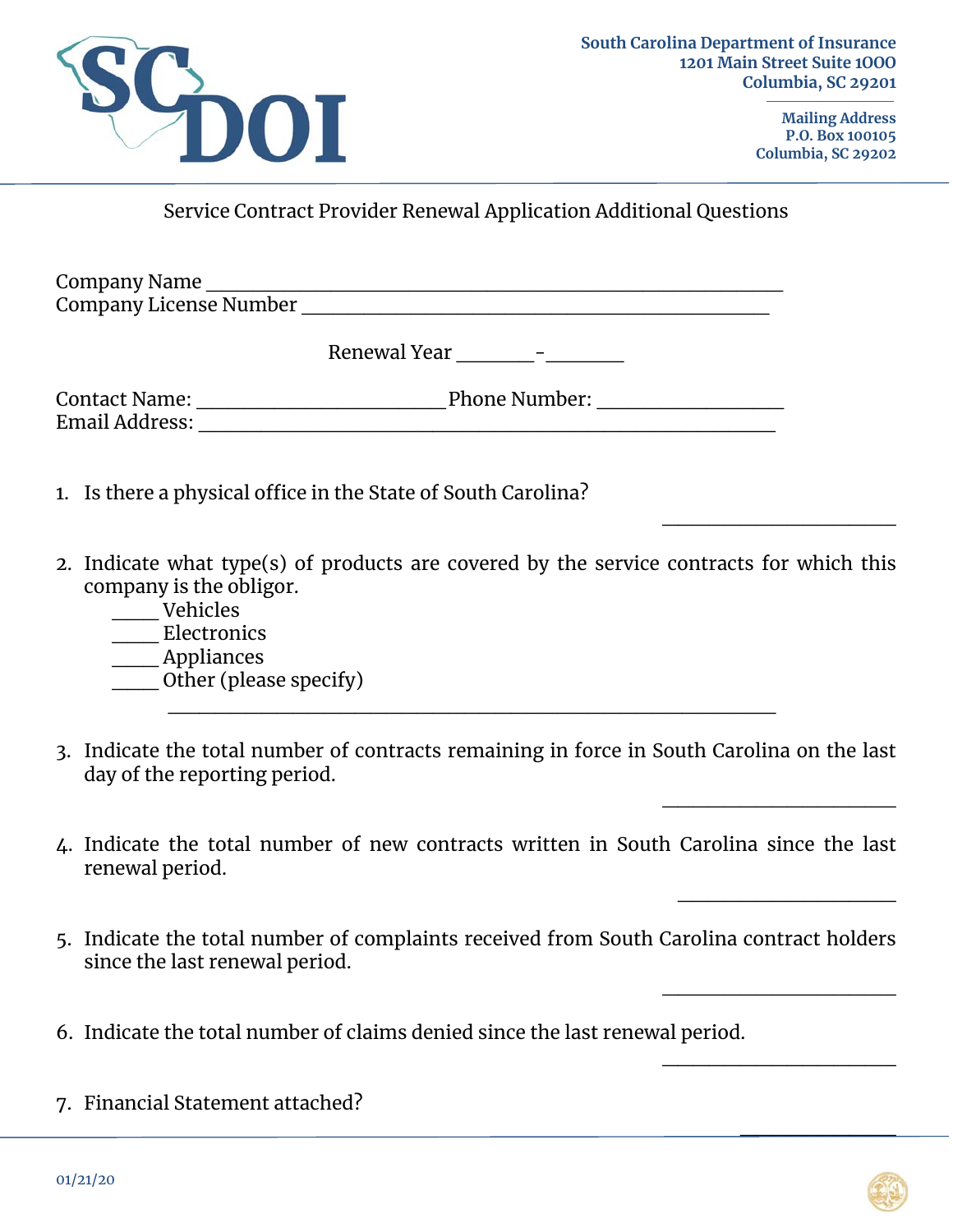South Carolina Department of Insurance
1201 Main Street Suite 1000
Columbia, SC 29201

Mailing Address
P.O. Box 100105
Columbia, SC 29202

## Service Contract Provider Renewal Application Additional Questions

Company Name ____________________________________________________

Company License Number ____________________________________________

Renewal Year ________-________

Contact Name: ______________________ Phone Number: _________________

Email Address: ____________________________________________________

1. Is there a physical office in the State of South Carolina?

   ______________________

2. Indicate what type(s) of products are covered by the service contracts for which this company is the obligor.
   - _____ Vehicles
   - _____ Electronics
   - _____ Appliances
   - _____ Other (please specify)

   ____________________________________________________

3. Indicate the total number of contracts remaining in force in South Carolina on the last day of the reporting period.

   ______________________

4. Indicate the total number of new contracts written in South Carolina since the last renewal period.

   ______________________

5. Indicate the total number of complaints received from South Carolina contract holders since the last renewal period.

   ______________________

6. Indicate the total number of claims denied since the last renewal period.

   ______________________

7. Financial Statement attached?

   ______________________

01/21/20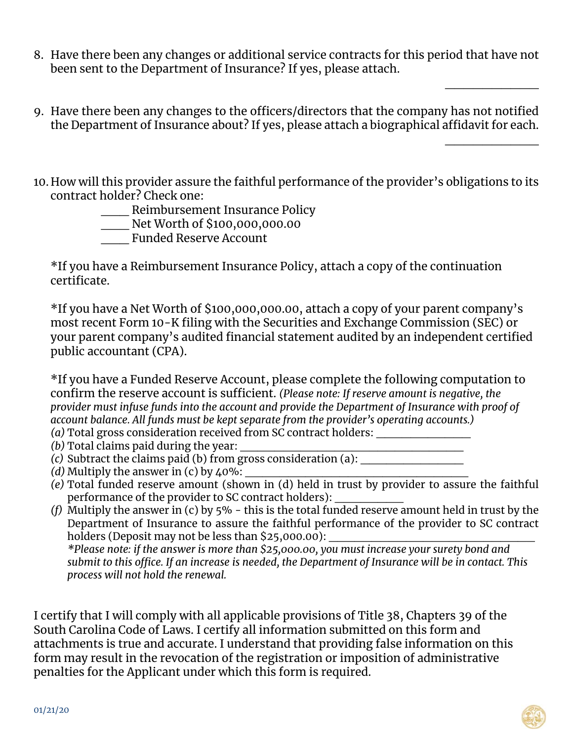8. Have there been any changes or additional service contracts for this period that have not been sent to the Department of Insurance? If yes, please attach.

   _______________

9. Have there been any changes to the officers/directors that the company has not notified the Department of Insurance about? If yes, please attach a biographical affidavit for each.

   _______________

10. How will this provider assure the faithful performance of the provider's obligations to its contract holder? Check one:

    _____ Reimbursement Insurance Policy
    _____ Net Worth of $100,000,000.00
    _____ Funded Reserve Account

    *If you have a Reimbursement Insurance Policy, attach a copy of the continuation certificate.

    *If you have a Net Worth of $100,000,000.00, attach a copy of your parent company's most recent Form 10-K filing with the Securities and Exchange Commission (SEC) or your parent company's audited financial statement audited by an independent certified public accountant (CPA).

    *If you have a Funded Reserve Account, please complete the following computation to confirm the reserve account is sufficient. *(Please note: If reserve amount is negative, the provider must infuse funds into the account and provide the Department of Insurance with proof of account balance. All funds must be kept separate from the provider's operating accounts.)*

    *(a)* Total gross consideration received from SC contract holders: _________________
    *(b)* Total claims paid during the year: ________________________________________
    *(c)* Subtract the claims paid (b) from gross consideration (a): ___________________
    *(d)* Multiply the answer in (c) by 40%: ________________________________________
    *(e)* Total funded reserve amount (shown in (d) held in trust by provider to assure the faithful performance of the provider to SC contract holders): ____________
    *(f)* Multiply the answer in (c) by 5% - this is the total funded reserve amount held in trust by the Department of Insurance to assure the faithful performance of the provider to SC contract holders (Deposit may not be less than $25,000.00): ______________________________________
    *\*Please note: if the answer is more than $25,000.00, you must increase your surety bond and submit to this office. If an increase is needed, the Department of Insurance will be in contact. This process will not hold the renewal.*

I certify that I will comply with all applicable provisions of Title 38, Chapters 39 of the South Carolina Code of Laws. I certify all information submitted on this form and attachments is true and accurate. I understand that providing false information on this form may result in the revocation of the registration or imposition of administrative penalties for the Applicant under which this form is required.

01/21/20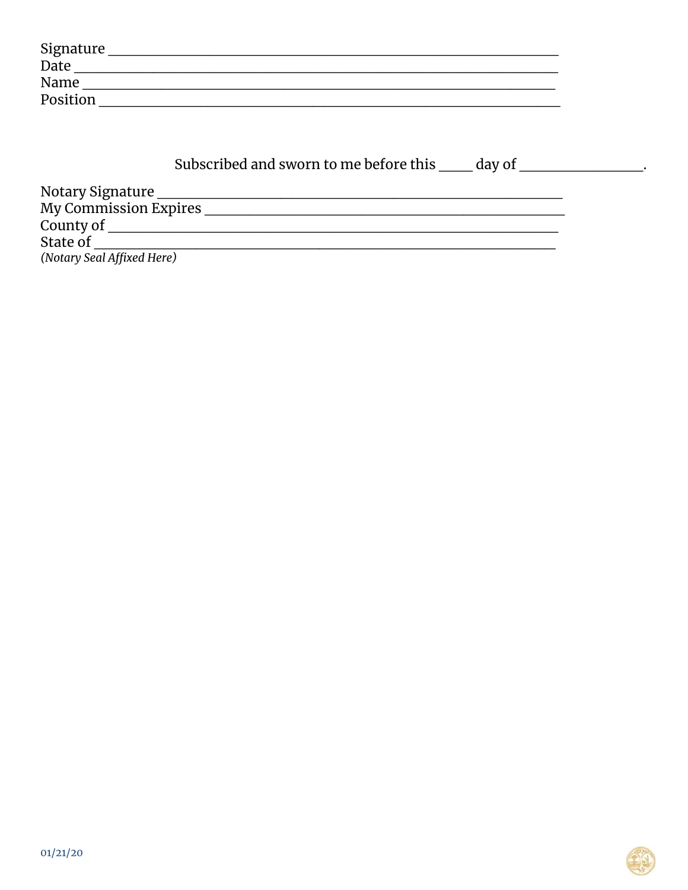Signature ___________________________________________________________
Date _______________________________________________________________
Name ______________________________________________________________
Position ____________________________________________________________

Subscribed and sworn to me before this _____ day of _________________.

Notary Signature ______________________________________________________
My Commission Expires _________________________________________________
County of ___________________________________________________________
State of _____________________________________________________________
*(Notary Seal Affixed Here)*

01/21/20